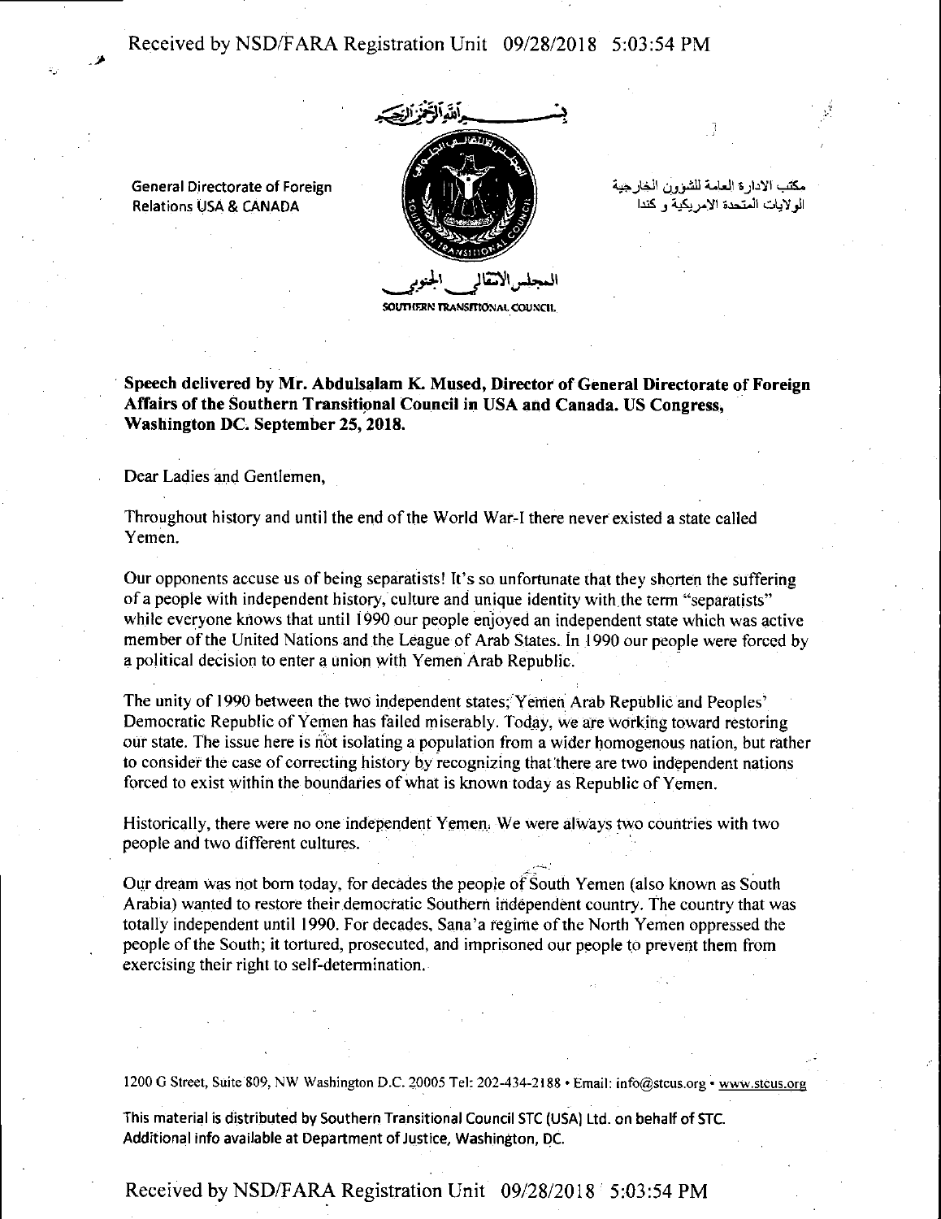General Directorate of Foreign Relations USA & CANADA

مكتب الادارة العامة للشؤون الخارجية
الولايات المتحدة الامريكية و كندا

المجلس الانتقالي الجنوبي
SOUTHERN TRANSITIONAL COUNCIL

**Speech delivered by Mr. Abdulsalam K. Mused, Director of General Directorate of Foreign Affairs of the Southern Transitional Council in USA and Canada. US Congress, Washington DC. September 25, 2018.**

Dear Ladies and Gentlemen,

Throughout history and until the end of the World War-I there never existed a state called Yemen.

Our opponents accuse us of being separatists! It's so unfortunate that they shorten the suffering of a people with independent history, culture and unique identity with the term "separatists" while everyone knows that until 1990 our people enjoyed an independent state which was active member of the United Nations and the League of Arab States. In 1990 our people were forced by a political decision to enter a union with Yemen Arab Republic.

The unity of 1990 between the two independent states; Yemen Arab Republic and Peoples' Democratic Republic of Yemen has failed miserably. Today, we are working toward restoring our state. The issue here is not isolating a population from a wider homogenous nation, but rather to consider the case of correcting history by recognizing that there are two independent nations forced to exist within the boundaries of what is known today as Republic of Yemen.

Historically, there were no one independent Yemen. We were always two countries with two people and two different cultures.

Our dream was not born today, for decades the people of South Yemen (also known as South Arabia) wanted to restore their democratic Southern independent country. The country that was totally independent until 1990. For decades, Sana'a regime of the North Yemen oppressed the people of the South; it tortured, prosecuted, and imprisoned our people to prevent them from exercising their right to self-determination.

1200 G Street, Suite 809, NW Washington D.C. 20005 Tel: 202-434-2188 • Email: info@stcus.org • www.stcus.org

This material is distributed by Southern Transitional Council STC (USA) Ltd. on behalf of STC. Additional info available at Department of Justice, Washington, DC.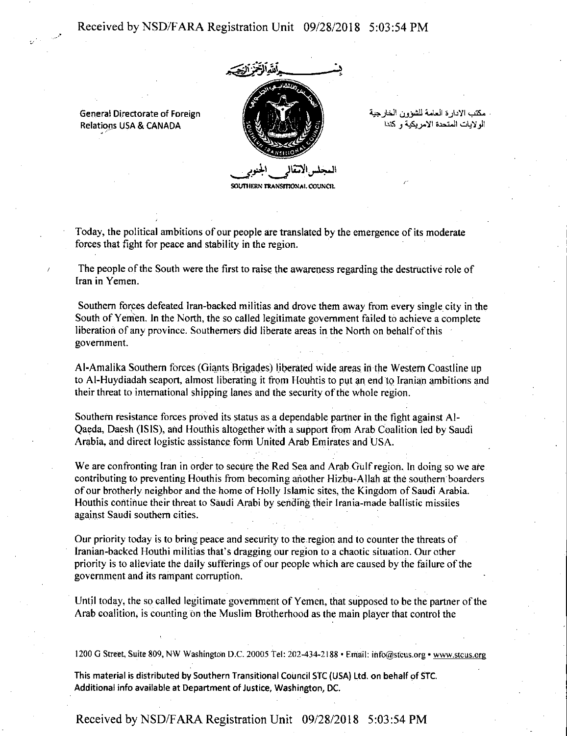General Directorate of Foreign Relations USA & CANADA

مكتب الادارة العامة للشؤون الخارجية الولايات المتحدة الامريكية و كندا

المجلس الانتقالي الجنوبي

SOUTHERN TRANSITIONAL COUNCIL

Today, the political ambitions of our people are translated by the emergence of its moderate forces that fight for peace and stability in the region.

The people of the South were the first to raise the awareness regarding the destructive role of Iran in Yemen.

Southern forces defeated Iran-backed militias and drove them away from every single city in the South of Yemen. In the North, the so called legitimate government failed to achieve a complete liberation of any province. Southerners did liberate areas in the North on behalf of this government.

Al-Amalika Southern forces (Giants Brigades) liberated wide areas in the Western Coastline up to Al-Huydiadah seaport, almost liberating it from Houhtis to put an end to Iranian ambitions and their threat to international shipping lanes and the security of the whole region.

Southern resistance forces proved its status as a dependable partner in the fight against Al-Qaeda, Daesh (ISIS), and Houthis altogether with a support from Arab Coalition led by Saudi Arabia, and direct logistic assistance form United Arab Emirates and USA.

We are confronting Iran in order to secure the Red Sea and Arab Gulf region. In doing so we are contributing to preventing Houthis from becoming another Hizbu-Allah at the southern boarders of our brotherly neighbor and the home of Holly Islamic sites, the Kingdom of Saudi Arabia. Houthis continue their threat to Saudi Arabi by sending their Irania-made ballistic missiles against Saudi southern cities.

Our priority today is to bring peace and security to the region and to counter the threats of Iranian-backed Houthi militias that's dragging our region to a chaotic situation. Our other priority is to alleviate the daily sufferings of our people which are caused by the failure of the government and its rampant corruption.

Until today, the so called legitimate government of Yemen, that supposed to be the partner of the Arab coalition, is counting on the Muslim Brotherhood as the main player that control the

1200 G Street, Suite 809, NW Washington D.C. 20005 Tel: 202-434-2188 • Email: info@stcus.org • www.stcus.org

This material is distributed by Southern Transitional Council STC (USA) Ltd. on behalf of STC. Additional info available at Department of Justice, Washington, DC.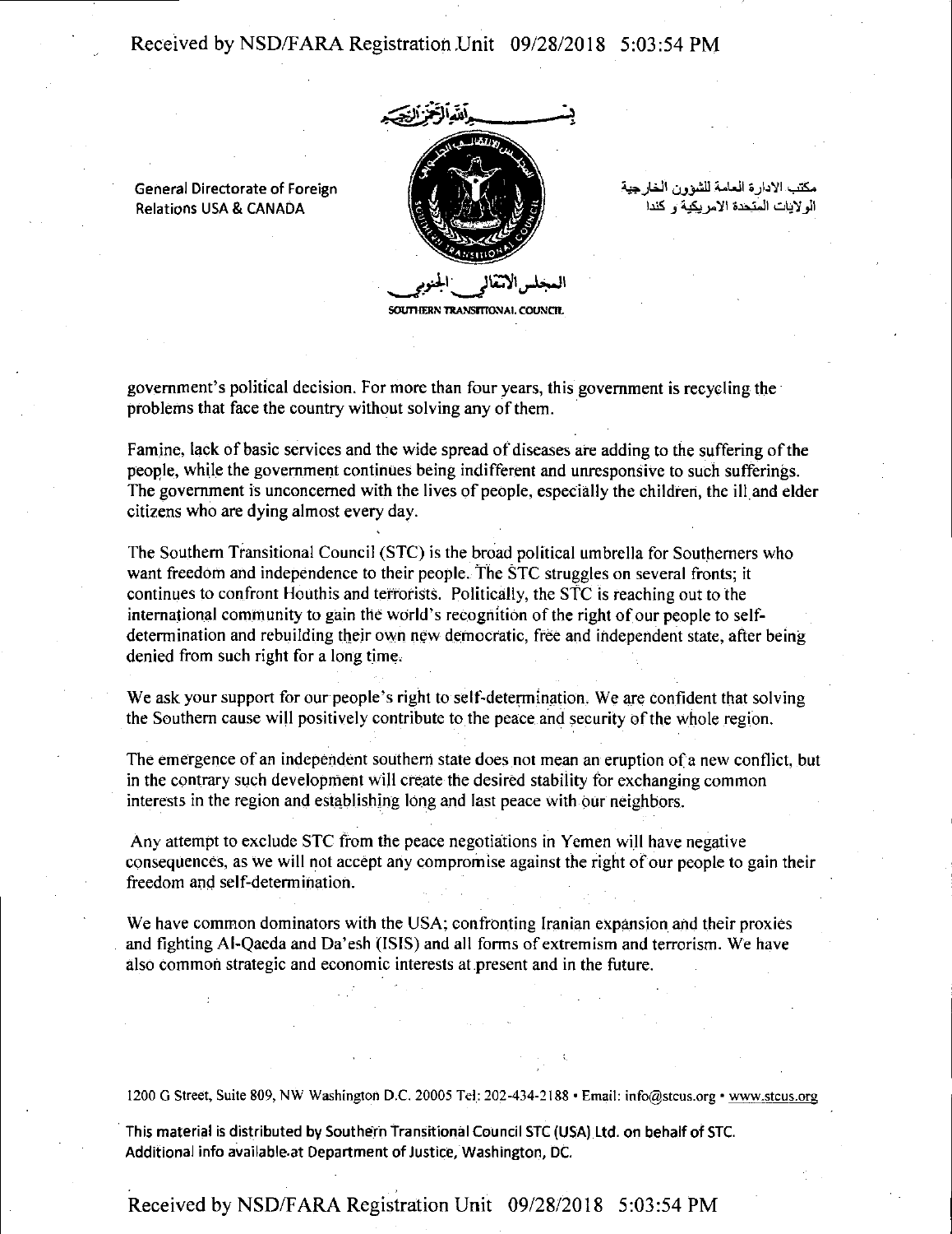General Directorate of Foreign Relations USA & CANADA

بسم الله الرحمن الرحيم

مكتب الادارة العامة للشؤون الخارجية
الولايات المتحدة الامريكية و كندا

المجلس الانتقالي الجنوبي
SOUTHERN TRANSITIONAL COUNCIL

government's political decision. For more than four years, this government is recycling the problems that face the country without solving any of them.

Famine, lack of basic services and the wide spread of diseases are adding to the suffering of the people, while the government continues being indifferent and unresponsive to such sufferings. The government is unconcerned with the lives of people, especially the children, the ill and elder citizens who are dying almost every day.

The Southern Transitional Council (STC) is the broad political umbrella for Southerners who want freedom and independence to their people. The STC struggles on several fronts; it continues to confront Houthis and terrorists. Politically, the STC is reaching out to the international community to gain the world's recognition of the right of our people to self-determination and rebuilding their own new democratic, free and independent state, after being denied from such right for a long time.

We ask your support for our people's right to self-determination. We are confident that solving the Southern cause will positively contribute to the peace and security of the whole region.

The emergence of an independent southern state does not mean an eruption of a new conflict, but in the contrary such development will create the desired stability for exchanging common interests in the region and establishing long and last peace with our neighbors.

Any attempt to exclude STC from the peace negotiations in Yemen will have negative consequences, as we will not accept any compromise against the right of our people to gain their freedom and self-determination.

We have common dominators with the USA; confronting Iranian expansion and their proxies and fighting Al-Qaeda and Da'esh (ISIS) and all forms of extremism and terrorism. We have also common strategic and economic interests at present and in the future.

1200 G Street, Suite 809, NW Washington D.C. 20005 Tel: 202-434-2188 • Email: info@stcus.org • www.stcus.org

This material is distributed by Southern Transitional Council STC (USA) Ltd. on behalf of STC. Additional info available at Department of Justice, Washington, DC.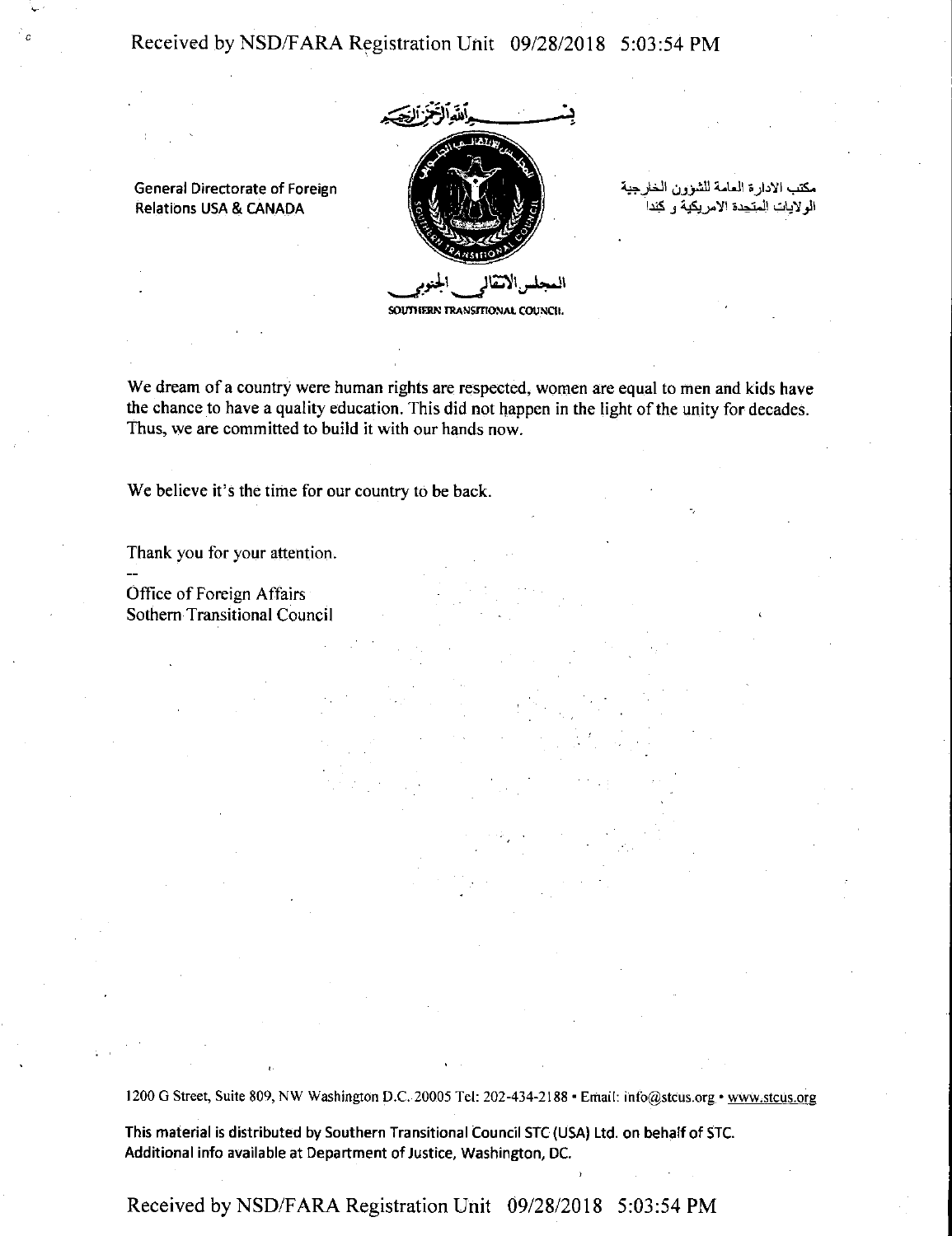بســــــم الله الرحمن الرحيم

General Directorate of Foreign Relations USA & CANADA

مكتب الادارة العامة للشؤون الخارجية
الولايات المتحدة الامريكية و كندا

المجلس الانتقالي الجنوبي

SOUTHERN TRANSITIONAL COUNCIL

We dream of a country were human rights are respected, women are equal to men and kids have the chance to have a quality education. This did not happen in the light of the unity for decades. Thus, we are committed to build it with our hands now.

We believe it's the time for our country to be back.

Thank you for your attention.

--

Office of Foreign Affairs
Sothern Transitional Council

1200 G Street, Suite 809, NW Washington D.C. 20005 Tel: 202-434-2188 • Email: info@stcus.org • www.stcus.org

**This material is distributed by Southern Transitional Council STC (USA) Ltd. on behalf of STC. Additional info available at Department of Justice, Washington, DC.**